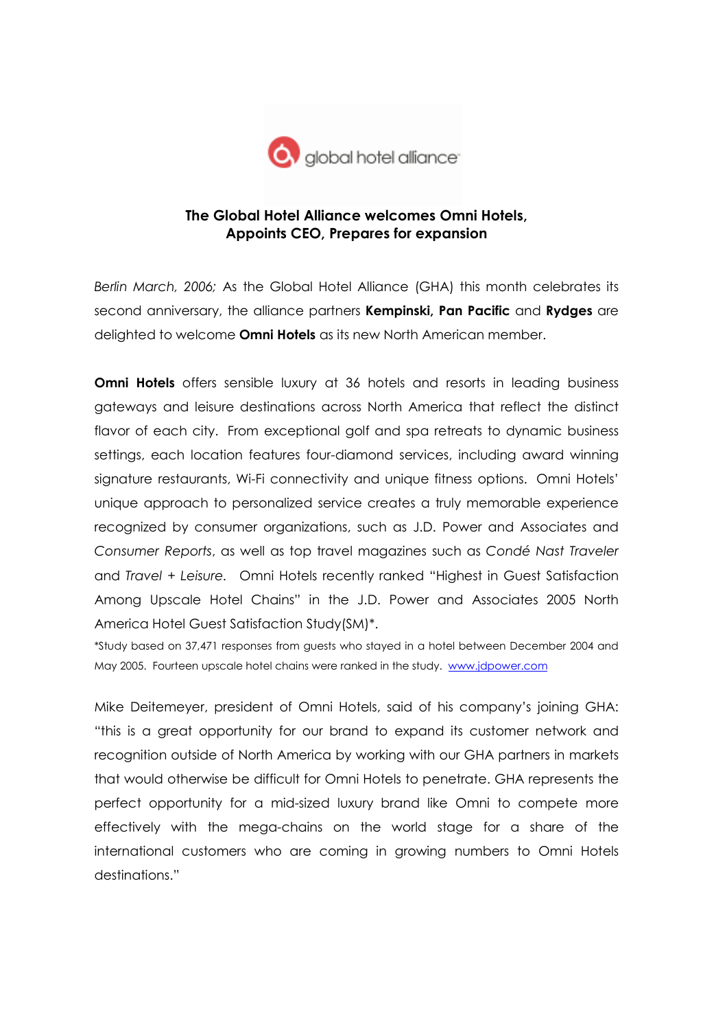global hotel alliance

## The Global Hotel Alliance welcomes Omni Hotels, Appoints CEO, Prepares for expansion

*Berlin March, 2006;* As the Global Hotel Alliance (GHA) this month celebrates its second anniversary, the alliance partners **Kempinski, Pan Pacific** and **Rydges** are delighted to welcome **Omni Hotels** as its new North American member.

**Omni Hotels** offers sensible luxury at 36 hotels and resorts in leading business gateways and leisure destinations across North America that reflect the distinct flavor of each city. From exceptional golf and spa retreats to dynamic business settings, each location features four-diamond services, including award winning signature restaurants, Wi-Fi connectivity and unique fitness options. Omni Hotels' unique approach to personalized service creates a truly memorable experience recognized by consumer organizations, such as J.D. Power and Associates and *Consumer Reports*, as well as top travel magazines such as *Condé Nast Traveler* and *Travel + Leisure*. Omni Hotels recently ranked "Highest in Guest Satisfaction Among Upscale Hotel Chains" in the J.D. Power and Associates 2005 North America Hotel Guest Satisfaction Study(SM)*.

*Study based on 37,471 responses from guests who stayed in a hotel between December 2004 and May 2005. Fourteen upscale hotel chains were ranked in the study. www.jdpower.com

Mike Deitemeyer, president of Omni Hotels, said of his company's joining GHA: "this is a great opportunity for our brand to expand its customer network and recognition outside of North America by working with our GHA partners in markets that would otherwise be difficult for Omni Hotels to penetrate. GHA represents the perfect opportunity for a mid-sized luxury brand like Omni to compete more effectively with the mega-chains on the world stage for a share of the international customers who are coming in growing numbers to Omni Hotels destinations."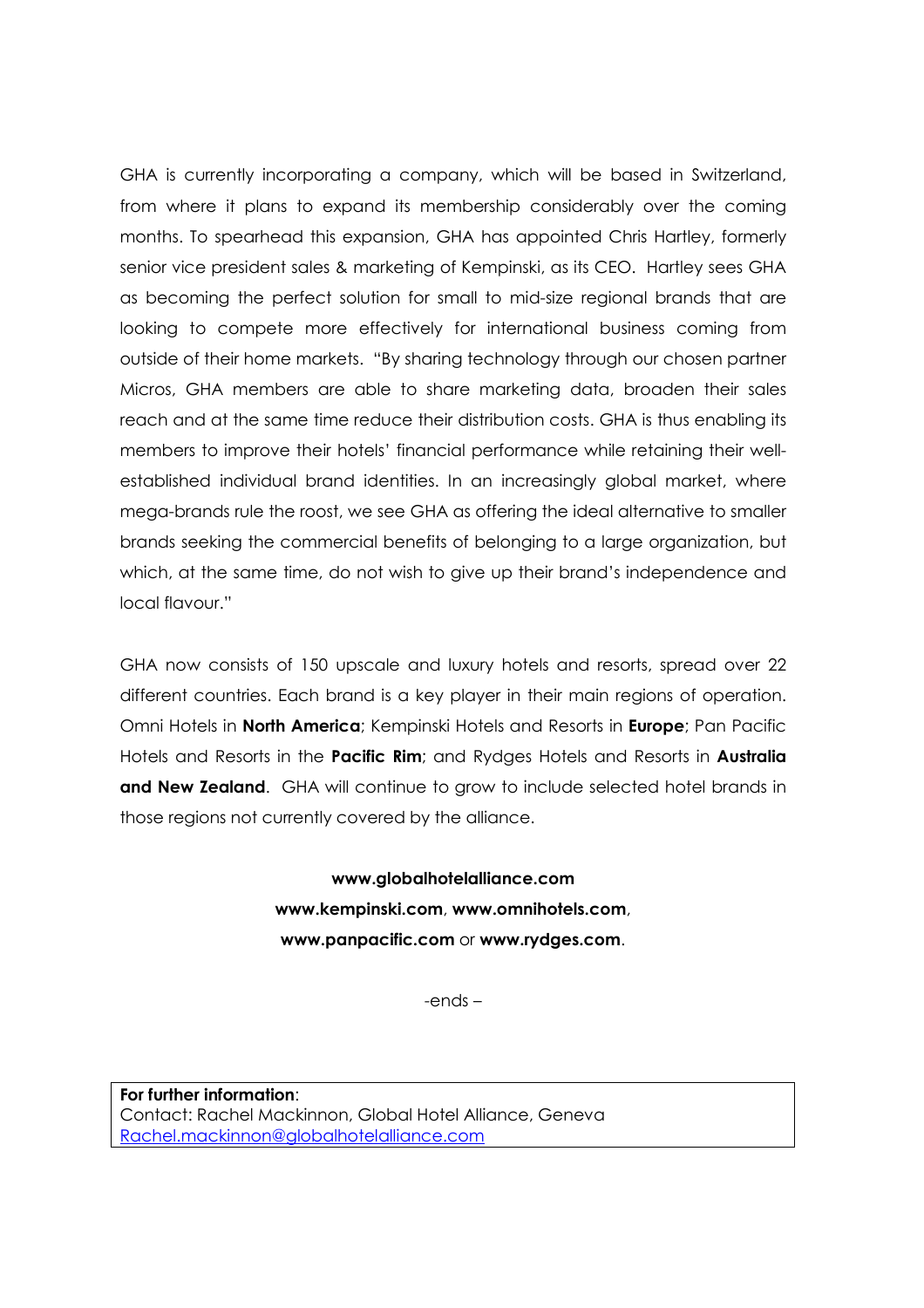GHA is currently incorporating a company, which will be based in Switzerland, from where it plans to expand its membership considerably over the coming months. To spearhead this expansion, GHA has appointed Chris Hartley, formerly senior vice president sales & marketing of Kempinski, as its CEO. Hartley sees GHA as becoming the perfect solution for small to mid-size regional brands that are looking to compete more effectively for international business coming from outside of their home markets. "By sharing technology through our chosen partner Micros, GHA members are able to share marketing data, broaden their sales reach and at the same time reduce their distribution costs. GHA is thus enabling its members to improve their hotels' financial performance while retaining their well-established individual brand identities. In an increasingly global market, where mega-brands rule the roost, we see GHA as offering the ideal alternative to smaller brands seeking the commercial benefits of belonging to a large organization, but which, at the same time, do not wish to give up their brand's independence and local flavour."

GHA now consists of 150 upscale and luxury hotels and resorts, spread over 22 different countries. Each brand is a key player in their main regions of operation. Omni Hotels in **North America**; Kempinski Hotels and Resorts in **Europe**; Pan Pacific Hotels and Resorts in the **Pacific Rim**; and Rydges Hotels and Resorts in **Australia and New Zealand**. GHA will continue to grow to include selected hotel brands in those regions not currently covered by the alliance.

**www.globalhotelalliance.com**
**www.kempinski.com**, **www.omnihotels.com**,
**www.panpacific.com** or **www.rydges.com**.

-ends –

**For further information**:
Contact: Rachel Mackinnon, Global Hotel Alliance, Geneva
Rachel.mackinnon@globalhotelalliance.com